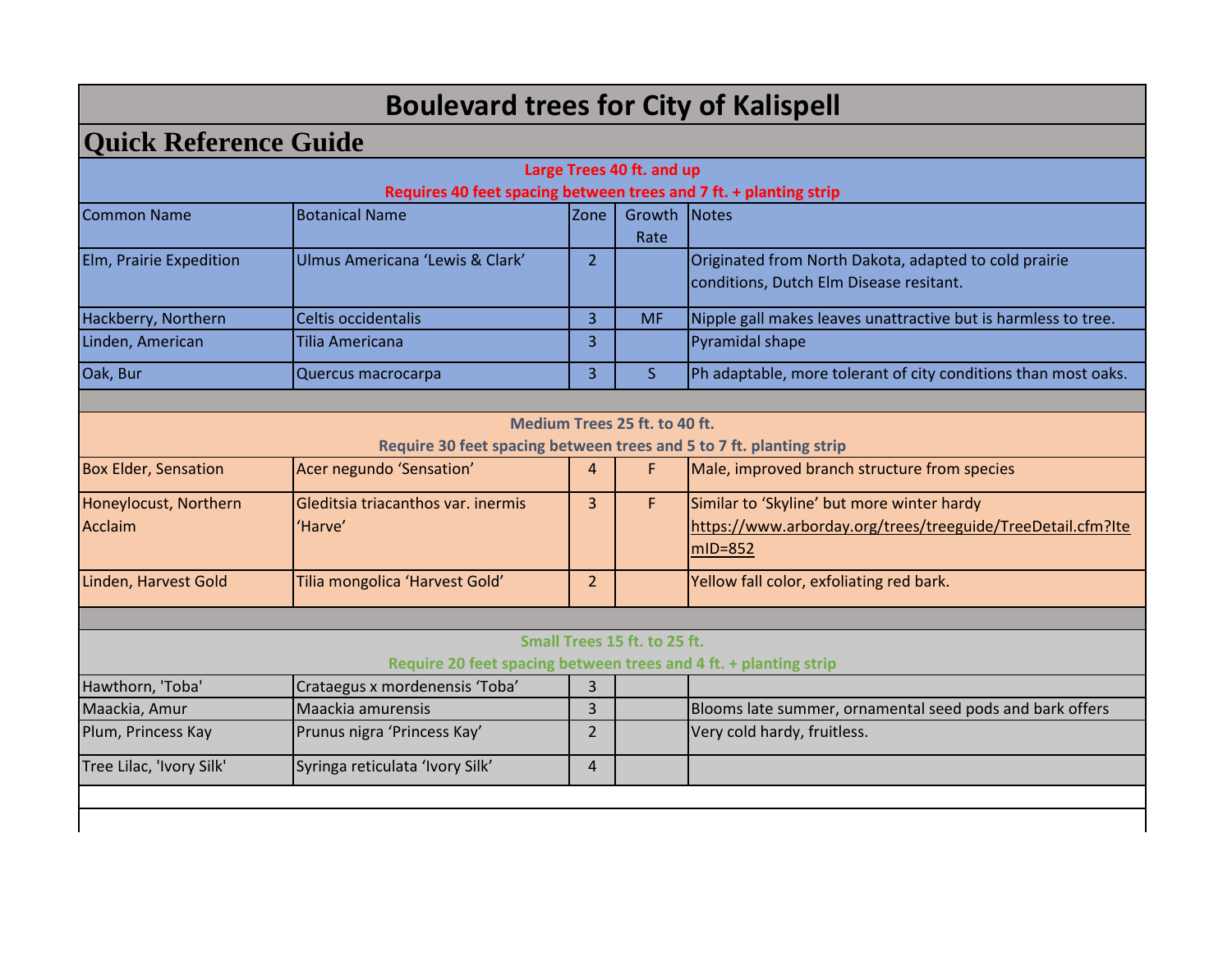# Boulevard trees for City of Kalispell

## Quick Reference Guide

| Common Name | Botanical Name | Zone | Growth Rate | Notes |
|---|---|---|---|---|
| **Large Trees 40 ft. and up** | | | | |
| **Requires 40 feet spacing between trees and 7 ft. + planting strip** | | | | |
| Elm, Prairie Expedition | Ulmus Americana ‘Lewis & Clark’ | 2 | | Originated from North Dakota, adapted to cold prairie conditions, Dutch Elm Disease resitant. |
| Hackberry, Northern | Celtis occidentalis | 3 | MF | Nipple gall makes leaves unattractive but is harmless to tree. |
| Linden, American | Tilia Americana | 3 | | Pyramidal shape |
| Oak, Bur | Quercus macrocarpa | 3 | S | Ph adaptable, more tolerant of city conditions than most oaks. |
| **Medium Trees 25 ft. to 40 ft.** | | | | |
| **Require 30 feet spacing between trees and 5 to 7 ft. planting strip** | | | | |
| Box Elder, Sensation | Acer negundo ‘Sensation’ | 4 | F | Male, improved branch structure from species |
| Honeylocust, Northern Acclaim | Gleditsia triacanthos var. inermis ‘Harve’ | 3 | F | Similar to ‘Skyline’ but more winter hardy https://www.arborday.org/trees/treeguide/TreeDetail.cfm?ItemID=852 |
| Linden, Harvest Gold | Tilia mongolica ‘Harvest Gold’ | 2 | | Yellow fall color, exfoliating red bark. |
| **Small Trees 15 ft. to 25 ft.** | | | | |
| **Require 20 feet spacing between trees and 4 ft. + planting strip** | | | | |
| Hawthorn, 'Toba' | Crataegus x mordenensis ‘Toba’ | 3 | | |
| Maackia, Amur | Maackia amurensis | 3 | | Blooms late summer, ornamental seed pods and bark offers |
| Plum, Princess Kay | Prunus nigra ‘Princess Kay’ | 2 | | Very cold hardy, fruitless. |
| Tree Lilac, 'Ivory Silk' | Syringa reticulata ‘Ivory Silk’ | 4 | | |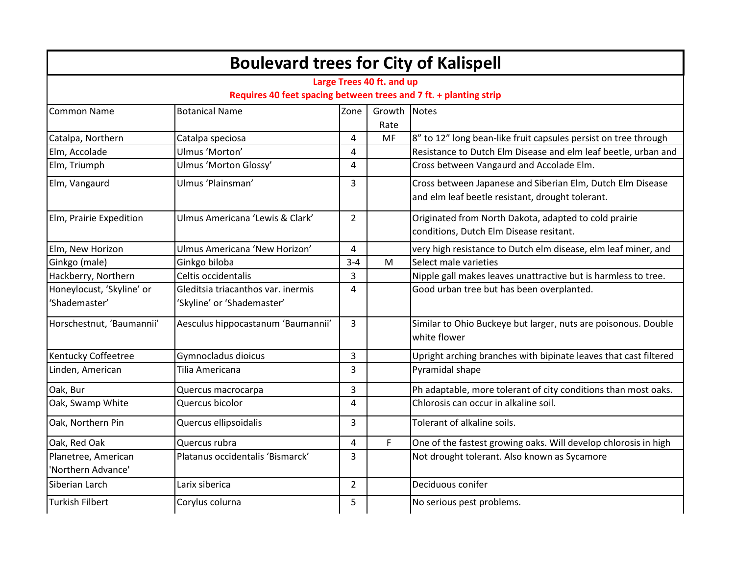# Boulevard trees for City of Kalispell

**Large Trees 40 ft. and up**

**Requires 40 feet spacing between trees and 7 ft. + planting strip**

| Common Name | Botanical Name | Zone | Growth Rate | Notes |
|---|---|---|---|---|
| Catalpa, Northern | Catalpa speciosa | 4 | MF | 8” to 12” long bean-like fruit capsules persist on tree through |
| Elm, Accolade | Ulmus ‘Morton’ | 4 | | Resistance to Dutch Elm Disease and elm leaf beetle, urban and |
| Elm, Triumph | Ulmus ‘Morton Glossy’ | 4 | | Cross between Vangaurd and Accolade Elm. |
| Elm, Vangaurd | Ulmus ‘Plainsman’ | 3 | | Cross between Japanese and Siberian Elm, Dutch Elm Disease and elm leaf beetle resistant, drought tolerant. |
| Elm, Prairie Expedition | Ulmus Americana ‘Lewis & Clark’ | 2 | | Originated from North Dakota, adapted to cold prairie conditions, Dutch Elm Disease resitant. |
| Elm, New Horizon | Ulmus Americana ‘New Horizon’ | 4 | | very high resistance to Dutch elm disease, elm leaf miner, and |
| Ginkgo (male) | Ginkgo biloba | 3-4 | M | Select male varieties |
| Hackberry, Northern | Celtis occidentalis | 3 | | Nipple gall makes leaves unattractive but is harmless to tree. |
| Honeylocust, ‘Skyline’ or ‘Shademaster’ | Gleditsia triacanthos var. inermis ‘Skyline’ or ‘Shademaster’ | 4 | | Good urban tree but has been overplanted. |
| Horschestnut, ‘Baumannii’ | Aesculus hippocastanum ‘Baumannii’ | 3 | | Similar to Ohio Buckeye but larger, nuts are poisonous. Double white flower |
| Kentucky Coffeetree | Gymnocladus dioicus | 3 | | Upright arching branches with bipinate leaves that cast filtered |
| Linden, American | Tilia Americana | 3 | | Pyramidal shape |
| Oak, Bur | Quercus macrocarpa | 3 | | Ph adaptable, more tolerant of city conditions than most oaks. |
| Oak, Swamp White | Quercus bicolor | 4 | | Chlorosis can occur in alkaline soil. |
| Oak, Northern Pin | Quercus ellipsoidalis | 3 | | Tolerant of alkaline soils. |
| Oak, Red Oak | Quercus rubra | 4 | F | One of the fastest growing oaks. Will develop chlorosis in high |
| Planetree, American 'Northern Advance' | Platanus occidentalis ‘Bismarck’ | 3 | | Not drought tolerant. Also known as Sycamore |
| Siberian Larch | Larix siberica | 2 | | Deciduous conifer |
| Turkish Filbert | Corylus colurna | 5 | | No serious pest problems. |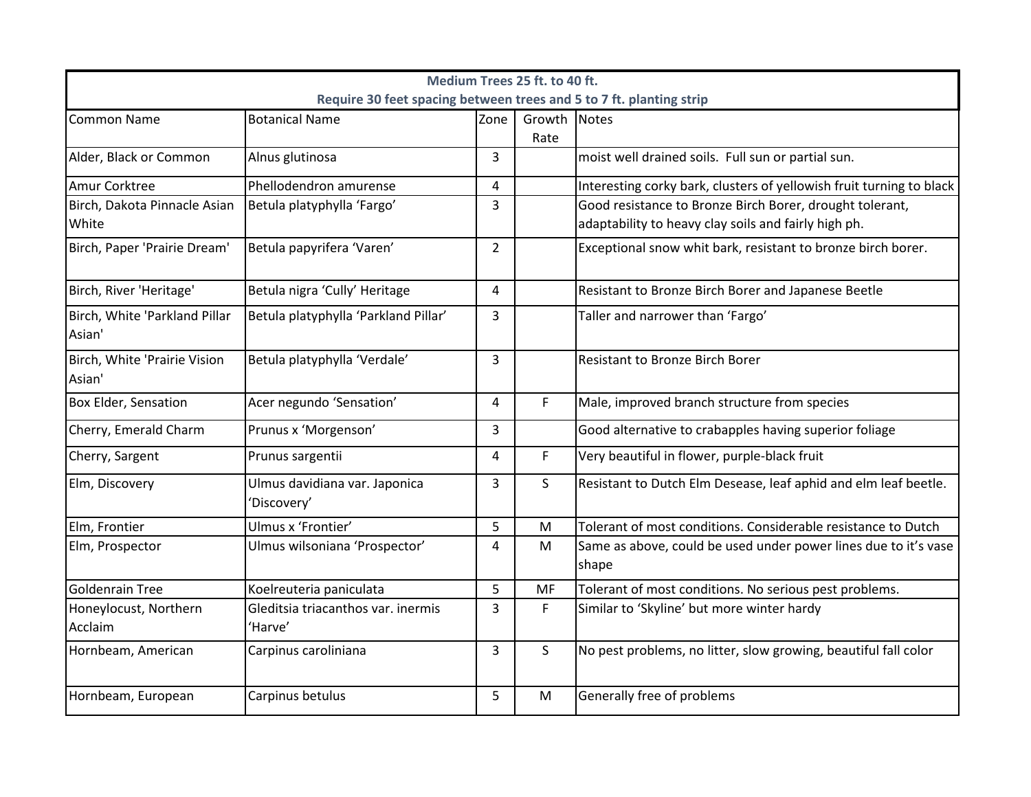| Medium Trees 25 ft. to 40 ft. Require 30 feet spacing between trees and 5 to 7 ft. planting strip | | | | |
|---|---|---|---|---|
| Common Name | Botanical Name | Zone | Growth Rate | Notes |
| Alder, Black or Common | Alnus glutinosa | 3 | | moist well drained soils. Full sun or partial sun. |
| Amur Corktree | Phellodendron amurense | 4 | | Interesting corky bark, clusters of yellowish fruit turning to black |
| Birch, Dakota Pinnacle Asian White | Betula platyphylla 'Fargo' | 3 | | Good resistance to Bronze Birch Borer, drought tolerant, adaptability to heavy clay soils and fairly high ph. |
| Birch, Paper 'Prairie Dream' | Betula papyrifera 'Varen' | 2 | | Exceptional snow whit bark, resistant to bronze birch borer. |
| Birch, River 'Heritage' | Betula nigra 'Cully' Heritage | 4 | | Resistant to Bronze Birch Borer and Japanese Beetle |
| Birch, White 'Parkland Pillar Asian' | Betula platyphylla 'Parkland Pillar' | 3 | | Taller and narrower than 'Fargo' |
| Birch, White 'Prairie Vision Asian' | Betula platyphylla 'Verdale' | 3 | | Resistant to Bronze Birch Borer |
| Box Elder, Sensation | Acer negundo 'Sensation' | 4 | F | Male, improved branch structure from species |
| Cherry, Emerald Charm | Prunus x 'Morgenson' | 3 | | Good alternative to crabapples having superior foliage |
| Cherry, Sargent | Prunus sargentii | 4 | F | Very beautiful in flower, purple-black fruit |
| Elm, Discovery | Ulmus davidiana var. Japonica 'Discovery' | 3 | S | Resistant to Dutch Elm Desease, leaf aphid and elm leaf beetle. |
| Elm, Frontier | Ulmus x 'Frontier' | 5 | M | Tolerant of most conditions. Considerable resistance to Dutch |
| Elm, Prospector | Ulmus wilsoniana 'Prospector' | 4 | M | Same as above, could be used under power lines due to it's vase shape |
| Goldenrain Tree | Koelreuteria paniculata | 5 | MF | Tolerant of most conditions. No serious pest problems. |
| Honeylocust, Northern Acclaim | Gleditsia triacanthos var. inermis 'Harve' | 3 | F | Similar to 'Skyline' but more winter hardy |
| Hornbeam, American | Carpinus caroliniana | 3 | S | No pest problems, no litter, slow growing, beautiful fall color |
| Hornbeam, European | Carpinus betulus | 5 | M | Generally free of problems |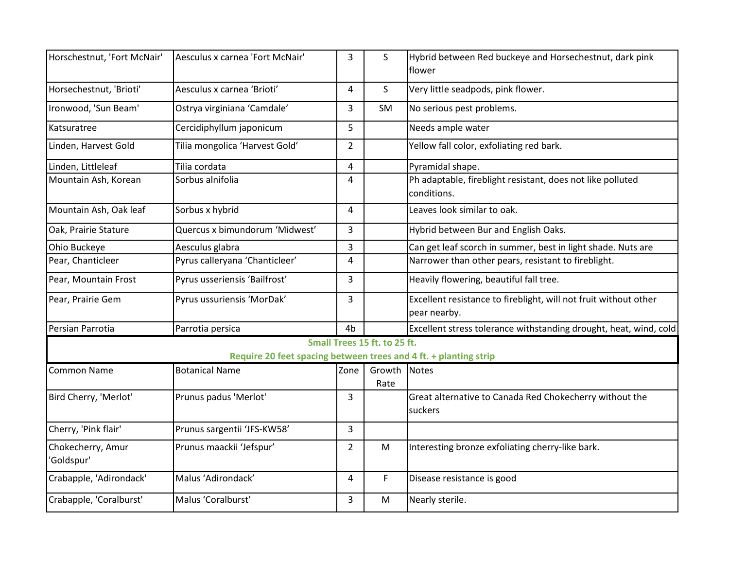| | | | | |
|---|---|---|---|---|
| Horschestnut, 'Fort McNair' | Aesculus x carnea 'Fort McNair' | 3 | S | Hybrid between Red buckeye and Horsechestnut, dark pink flower |
| Horsechestnut, 'Brioti' | Aesculus x carnea 'Brioti' | 4 | S | Very little seadpods, pink flower. |
| Ironwood, 'Sun Beam' | Ostrya virginiana 'Camdale' | 3 | SM | No serious pest problems. |
| Katsuratree | Cercidiphyllum japonicum | 5 | | Needs ample water |
| Linden, Harvest Gold | Tilia mongolica 'Harvest Gold' | 2 | | Yellow fall color, exfoliating red bark. |
| Linden, Littleleaf | Tilia cordata | 4 | | Pyramidal shape. |
| Mountain Ash, Korean | Sorbus alnifolia | 4 | | Ph adaptable, fireblight resistant, does not like polluted conditions. |
| Mountain Ash, Oak leaf | Sorbus x hybrid | 4 | | Leaves look similar to oak. |
| Oak, Prairie Stature | Quercus x bimundorum 'Midwest' | 3 | | Hybrid between Bur and English Oaks. |
| Ohio Buckeye | Aesculus glabra | 3 | | Can get leaf scorch in summer, best in light shade. Nuts are |
| Pear, Chanticleer | Pyrus calleryana 'Chanticleer' | 4 | | Narrower than other pears, resistant to fireblight. |
| Pear, Mountain Frost | Pyrus usseriensis 'Bailfrost' | 3 | | Heavily flowering, beautiful fall tree. |
| Pear, Prairie Gem | Pyrus ussuriensis 'MorDak' | 3 | | Excellent resistance to fireblight, will not fruit without other pear nearby. |
| Persian Parrotia | Parrotia persica | 4b | | Excellent stress tolerance withstanding drought, heat, wind, cold |

**Small Trees 15 ft. to 25 ft.**

**Require 20 feet spacing between trees and 4 ft. + planting strip**

| Common Name | Botanical Name | Zone | Growth Rate | Notes |
|---|---|---|---|---|
| Bird Cherry, 'Merlot' | Prunus padus 'Merlot' | 3 | | Great alternative to Canada Red Chokecherry without the suckers |
| Cherry, 'Pink flair' | Prunus sargentii 'JFS-KW58' | 3 | | |
| Chokecherry, Amur 'Goldspur' | Prunus maackii 'Jefspur' | 2 | M | Interesting bronze exfoliating cherry-like bark. |
| Crabapple, 'Adirondack' | Malus 'Adirondack' | 4 | F | Disease resistance is good |
| Crabapple, 'Coralburst' | Malus 'Coralburst' | 3 | M | Nearly sterile. |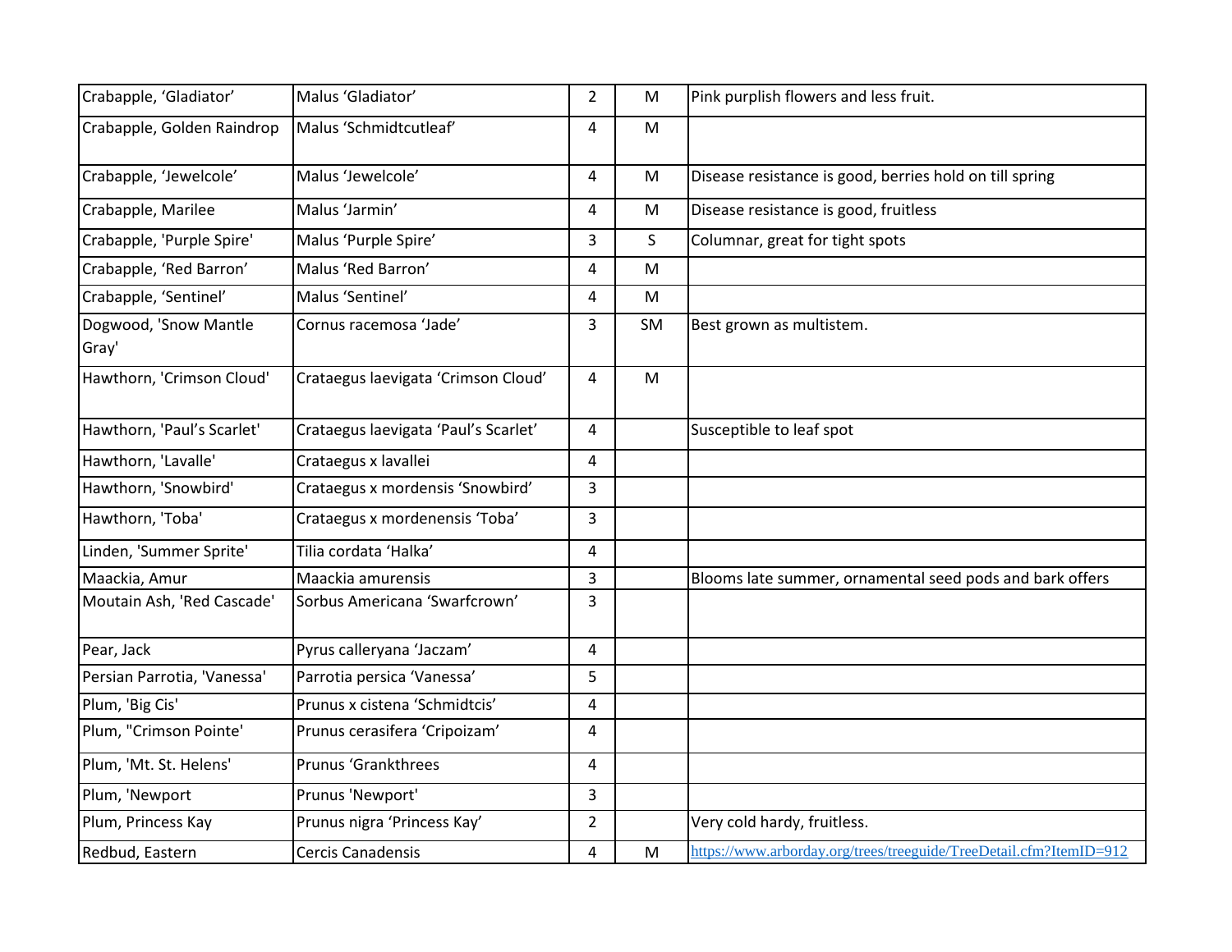| | | | | |
|---|---|---|---|---|
| Crabapple, 'Gladiator' | Malus 'Gladiator' | 2 | M | Pink purplish flowers and less fruit. |
| Crabapple, Golden Raindrop | Malus 'Schmidtcutleaf' | 4 | M | |
| Crabapple, 'Jewelcole' | Malus 'Jewelcole' | 4 | M | Disease resistance is good, berries hold on till spring |
| Crabapple, Marilee | Malus 'Jarmin' | 4 | M | Disease resistance is good, fruitless |
| Crabapple, 'Purple Spire' | Malus 'Purple Spire' | 3 | S | Columnar, great for tight spots |
| Crabapple, 'Red Barron' | Malus 'Red Barron' | 4 | M | |
| Crabapple, 'Sentinel' | Malus 'Sentinel' | 4 | M | |
| Dogwood, 'Snow Mantle Gray' | Cornus racemosa 'Jade' | 3 | SM | Best grown as multistem. |
| Hawthorn, 'Crimson Cloud' | Crataegus laevigata 'Crimson Cloud' | 4 | M | |
| Hawthorn, 'Paul's Scarlet' | Crataegus laevigata 'Paul's Scarlet' | 4 | | Susceptible to leaf spot |
| Hawthorn, 'Lavalle' | Crataegus x lavallei | 4 | | |
| Hawthorn, 'Snowbird' | Crataegus x mordensis 'Snowbird' | 3 | | |
| Hawthorn, 'Toba' | Crataegus x mordenensis 'Toba' | 3 | | |
| Linden, 'Summer Sprite' | Tilia cordata 'Halka' | 4 | | |
| Maackia, Amur | Maackia amurensis | 3 | | Blooms late summer, ornamental seed pods and bark offers |
| Moutain Ash, 'Red Cascade' | Sorbus Americana 'Swarfcrown' | 3 | | |
| Pear, Jack | Pyrus calleryana 'Jaczam' | 4 | | |
| Persian Parrotia, 'Vanessa' | Parrotia persica 'Vanessa' | 5 | | |
| Plum, 'Big Cis' | Prunus x cistena 'Schmidtcis' | 4 | | |
| Plum, "Crimson Pointe' | Prunus cerasifera 'Cripoizam' | 4 | | |
| Plum, 'Mt. St. Helens' | Prunus 'Grankthrees | 4 | | |
| Plum, 'Newport | Prunus 'Newport' | 3 | | |
| Plum, Princess Kay | Prunus nigra 'Princess Kay' | 2 | | Very cold hardy, fruitless. |
| Redbud, Eastern | Cercis Canadensis | 4 | M | https://www.arborday.org/trees/treeguide/TreeDetail.cfm?ItemID=912 |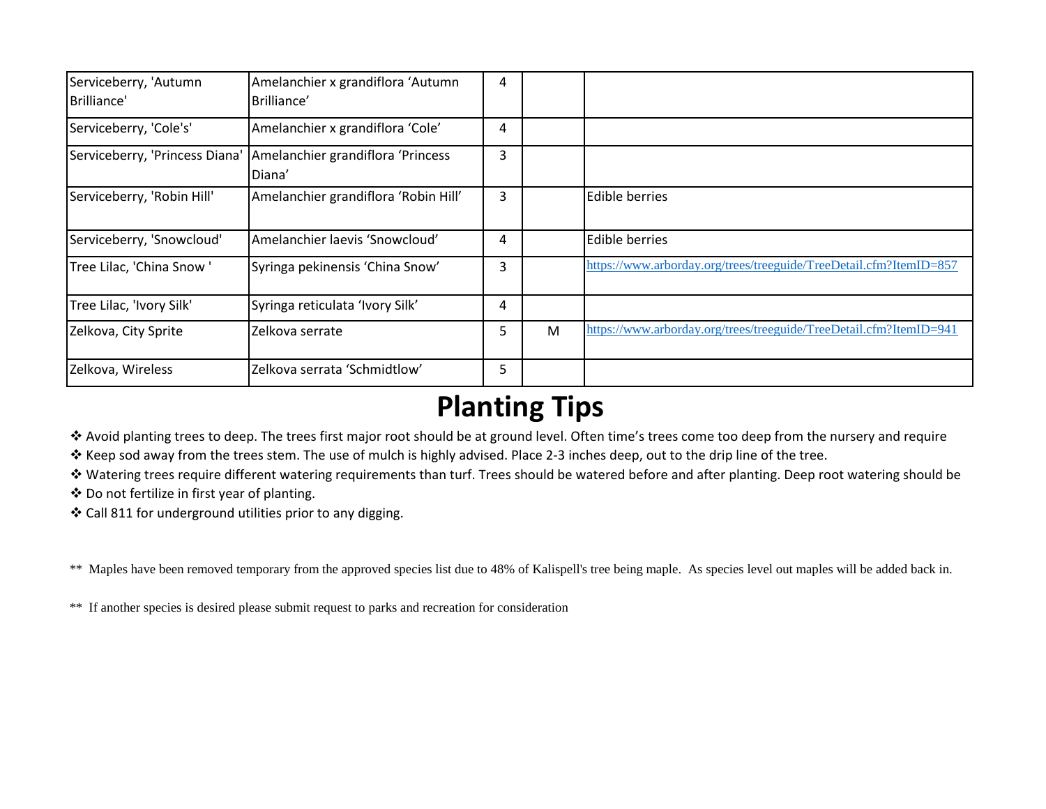| | | | | |
|---|---|---|---|---|
| Serviceberry, 'Autumn Brilliance' | Amelanchier x grandiflora ‘Autumn Brilliance’ | 4 | | |
| Serviceberry, 'Cole's' | Amelanchier x grandiflora ‘Cole’ | 4 | | |
| Serviceberry, 'Princess Diana' | Amelanchier grandiflora ‘Princess Diana’ | 3 | | |
| Serviceberry, 'Robin Hill' | Amelanchier grandiflora ‘Robin Hill’ | 3 | | Edible berries |
| Serviceberry, 'Snowcloud' | Amelanchier laevis ‘Snowcloud’ | 4 | | Edible berries |
| Tree Lilac, 'China Snow ' | Syringa pekinensis ‘China Snow’ | 3 | | https://www.arborday.org/trees/treeguide/TreeDetail.cfm?ItemID=857 |
| Tree Lilac, 'Ivory Silk' | Syringa reticulata ‘Ivory Silk’ | 4 | | |
| Zelkova, City Sprite | Zelkova serrate | 5 | M | https://www.arborday.org/trees/treeguide/TreeDetail.cfm?ItemID=941 |
| Zelkova, Wireless | Zelkova serrata ‘Schmidtlow’ | 5 | | |

# Planting Tips

❖ Avoid planting trees to deep. The trees first major root should be at ground level. Often time’s trees come too deep from the nursery and require

❖ Keep sod away from the trees stem. The use of mulch is highly advised. Place 2-3 inches deep, out to the drip line of the tree.

❖ Watering trees require different watering requirements than turf. Trees should be watered before and after planting. Deep root watering should be

❖ Do not fertilize in first year of planting.

❖ Call 811 for underground utilities prior to any digging.

** Maples have been removed temporary from the approved species list due to 48% of Kalispell's tree being maple. As species level out maples will be added back in.

** If another species is desired please submit request to parks and recreation for consideration